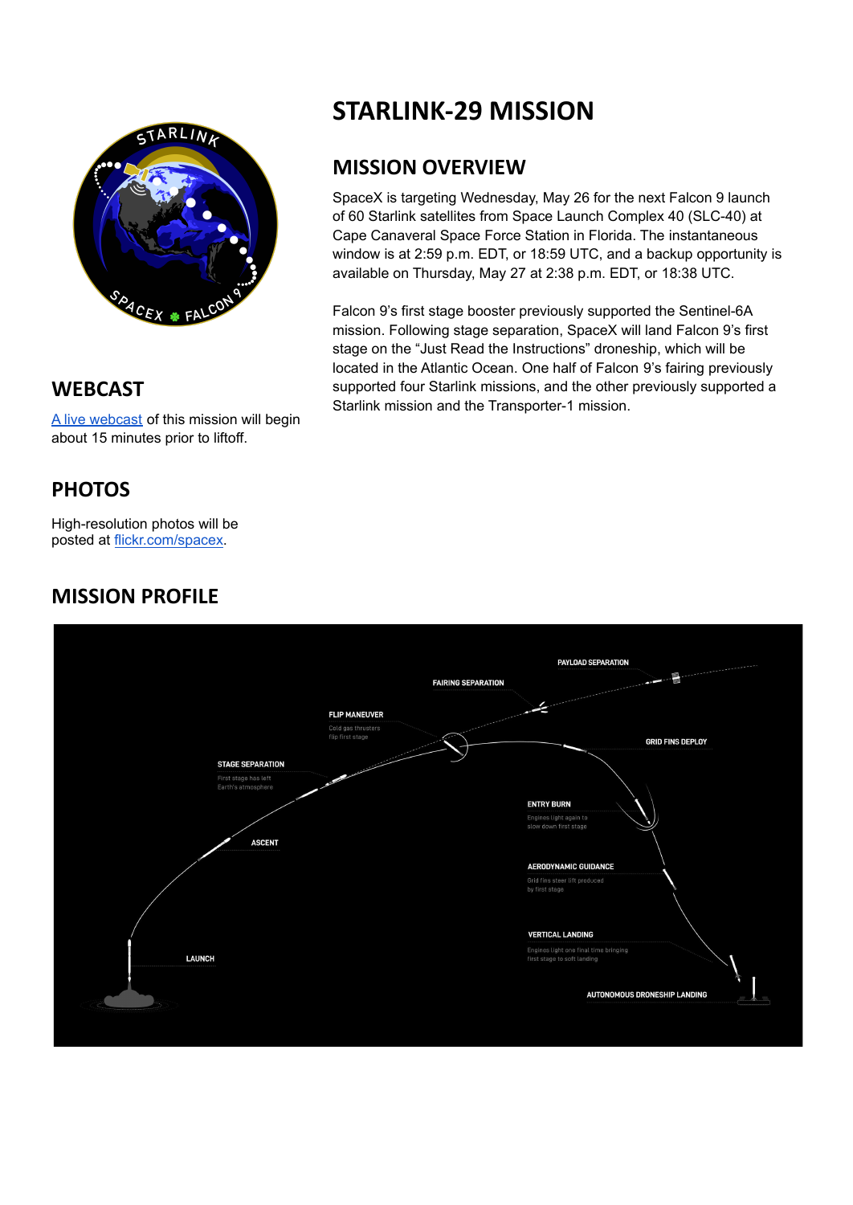# STARLINK-29 MISSION

## MISSION OVERVIEW

SpaceX is targeting Wednesday, May 26 for the next Falcon 9 launch of 60 Starlink satellites from Space Launch Complex 40 (SLC-40) at Cape Canaveral Space Force Station in Florida. The instantaneous window is at 2:59 p.m. EDT, or 18:59 UTC, and a backup opportunity is available on Thursday, May 27 at 2:38 p.m. EDT, or 18:38 UTC.

Falcon 9's first stage booster previously supported the Sentinel-6A mission. Following stage separation, SpaceX will land Falcon 9's first stage on the "Just Read the Instructions" droneship, which will be located in the Atlantic Ocean. One half of Falcon 9's fairing previously supported four Starlink missions, and the other previously supported a Starlink mission and the Transporter-1 mission.

## WEBCAST

A live webcast of this mission will begin about 15 minutes prior to liftoff.

## PHOTOS

High-resolution photos will be posted at flickr.com/spacex.

## MISSION PROFILE

PAYLOAD SEPARATION

FAIRING SEPARATION

FLIP MANEUVER
Cold gas thrusters flip first stage

GRID FINS DEPLOY

STAGE SEPARATION
First stage has left Earth's atmosphere

ENTRY BURN
Engines light again to slow down first stage

ASCENT

AERODYNAMIC GUIDANCE
Grid fins steer lift produced by first stage

VERTICAL LANDING
Engines light one final time bringing first stage to soft landing

LAUNCH

AUTONOMOUS DRONESHIP LANDING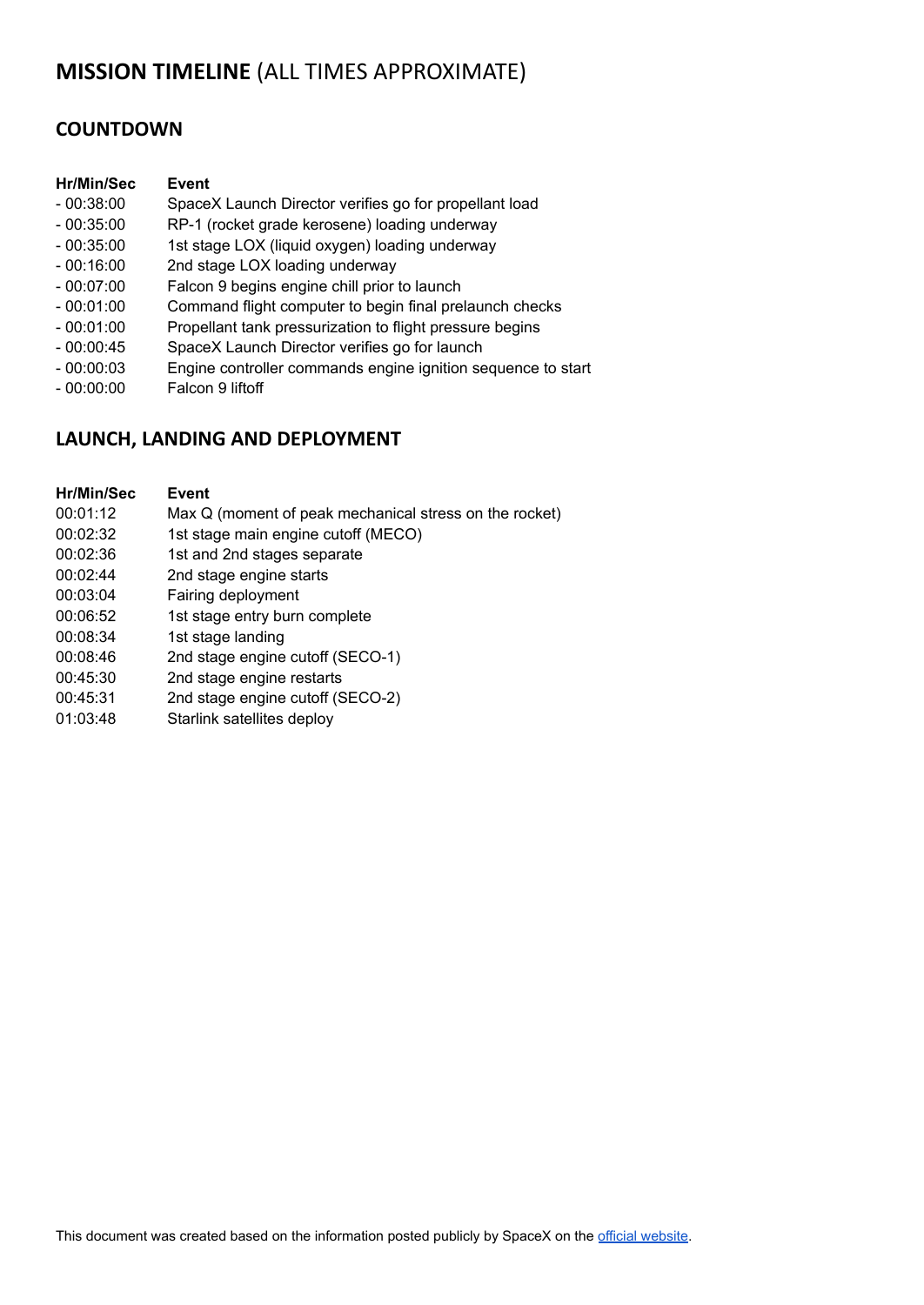# **MISSION TIMELINE** (ALL TIMES APPROXIMATE)

## COUNTDOWN

| Hr/Min/Sec | Event |
| --- | --- |
| - 00:38:00 | SpaceX Launch Director verifies go for propellant load |
| - 00:35:00 | RP-1 (rocket grade kerosene) loading underway |
| - 00:35:00 | 1st stage LOX (liquid oxygen) loading underway |
| - 00:16:00 | 2nd stage LOX loading underway |
| - 00:07:00 | Falcon 9 begins engine chill prior to launch |
| - 00:01:00 | Command flight computer to begin final prelaunch checks |
| - 00:01:00 | Propellant tank pressurization to flight pressure begins |
| - 00:00:45 | SpaceX Launch Director verifies go for launch |
| - 00:00:03 | Engine controller commands engine ignition sequence to start |
| - 00:00:00 | Falcon 9 liftoff |

## LAUNCH, LANDING AND DEPLOYMENT

| Hr/Min/Sec | Event |
| --- | --- |
| 00:01:12 | Max Q (moment of peak mechanical stress on the rocket) |
| 00:02:32 | 1st stage main engine cutoff (MECO) |
| 00:02:36 | 1st and 2nd stages separate |
| 00:02:44 | 2nd stage engine starts |
| 00:03:04 | Fairing deployment |
| 00:06:52 | 1st stage entry burn complete |
| 00:08:34 | 1st stage landing |
| 00:08:46 | 2nd stage engine cutoff (SECO-1) |
| 00:45:30 | 2nd stage engine restarts |
| 00:45:31 | 2nd stage engine cutoff (SECO-2) |
| 01:03:48 | Starlink satellites deploy |

This document was created based on the information posted publicly by SpaceX on the official website.